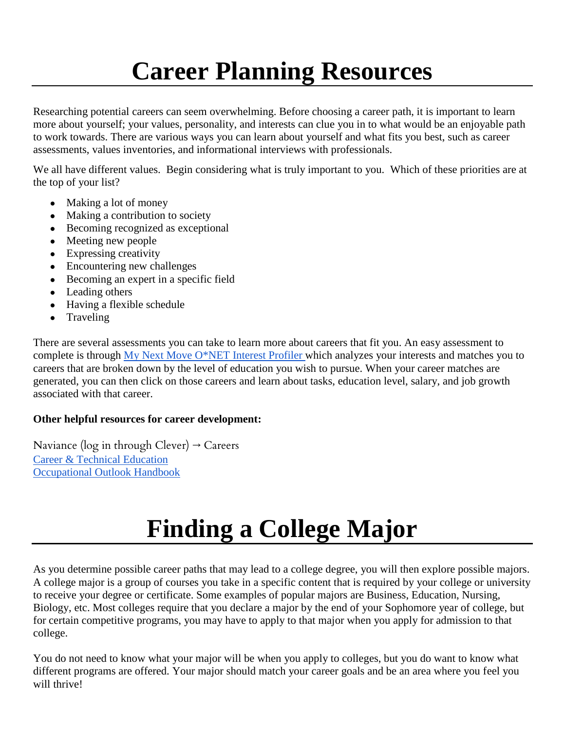# Career Planning Resources

Researching potential careers can seem overwhelming. Before choosing a career path, it is important to learn more about yourself; your values, personality, and interests can clue you in to what would be an enjoyable path to work towards. There are various ways you can learn about yourself and what fits you best, such as career assessments, values inventories, and informational interviews with professionals.

We all have different values. Begin considering what is truly important to you. Which of these priorities are at the top of your list?

- Making a lot of money
- Making a contribution to society
- Becoming recognized as exceptional
- Meeting new people
- Expressing creativity
- Encountering new challenges
- Becoming an expert in a specific field
- Leading others
- Having a flexible schedule
- Traveling

There are several assessments you can take to learn more about careers that fit you. An easy assessment to complete is through [My Next Move O*NET Interest Profiler](#) which analyzes your interests and matches you to careers that are broken down by the level of education you wish to pursue. When your career matches are generated, you can then click on those careers and learn about tasks, education level, salary, and job growth associated with that career.

**Other helpful resources for career development:**

Naviance (log in through Clever) → Careers
[Career & Technical Education](#)
[Occupational Outlook Handbook](#)

# Finding a College Major

As you determine possible career paths that may lead to a college degree, you will then explore possible majors. A college major is a group of courses you take in a specific content that is required by your college or university to receive your degree or certificate. Some examples of popular majors are Business, Education, Nursing, Biology, etc. Most colleges require that you declare a major by the end of your Sophomore year of college, but for certain competitive programs, you may have to apply to that major when you apply for admission to that college.

You do not need to know what your major will be when you apply to colleges, but you do want to know what different programs are offered. Your major should match your career goals and be an area where you feel you will thrive!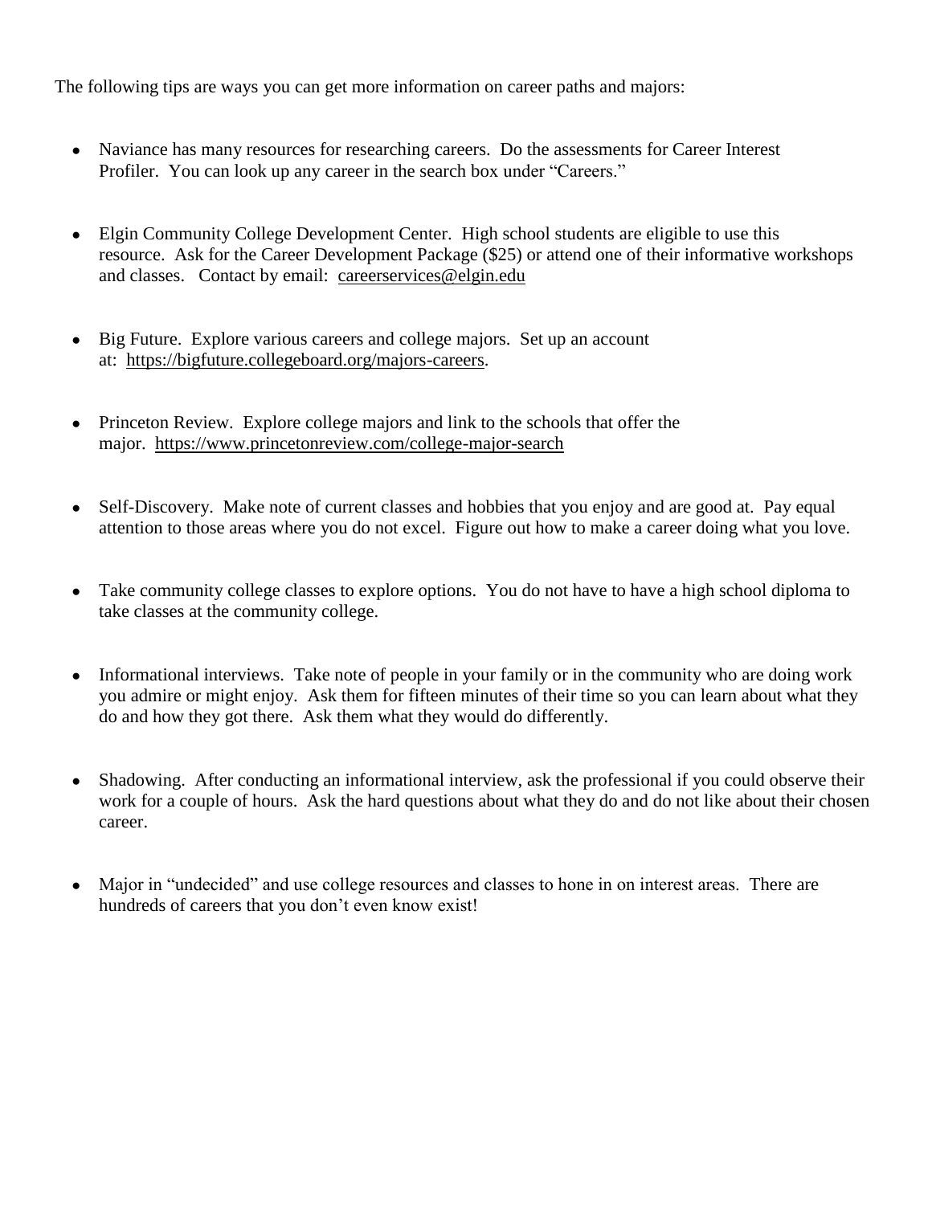The following tips are ways you can get more information on career paths and majors:

- Naviance has many resources for researching careers. Do the assessments for Career Interest Profiler. You can look up any career in the search box under "Careers."

- Elgin Community College Development Center. High school students are eligible to use this resource. Ask for the Career Development Package ($25) or attend one of their informative workshops and classes. Contact by email: careerservices@elgin.edu

- Big Future. Explore various careers and college majors. Set up an account at: https://bigfuture.collegeboard.org/majors-careers.

- Princeton Review. Explore college majors and link to the schools that offer the major. https://www.princetonreview.com/college-major-search

- Self-Discovery. Make note of current classes and hobbies that you enjoy and are good at. Pay equal attention to those areas where you do not excel. Figure out how to make a career doing what you love.

- Take community college classes to explore options. You do not have to have a high school diploma to take classes at the community college.

- Informational interviews. Take note of people in your family or in the community who are doing work you admire or might enjoy. Ask them for fifteen minutes of their time so you can learn about what they do and how they got there. Ask them what they would do differently.

- Shadowing. After conducting an informational interview, ask the professional if you could observe their work for a couple of hours. Ask the hard questions about what they do and do not like about their chosen career.

- Major in "undecided" and use college resources and classes to hone in on interest areas. There are hundreds of careers that you don't even know exist!